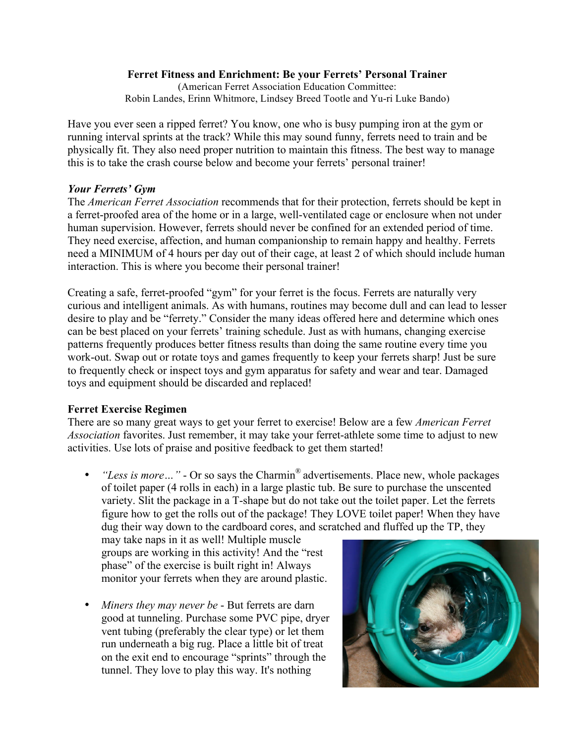**Ferret Fitness and Enrichment: Be your Ferrets' Personal Trainer**
(American Ferret Association Education Committee:
Robin Landes, Erinn Whitmore, Lindsey Breed Tootle and Yu-ri Luke Bando)

Have you ever seen a ripped ferret? You know, one who is busy pumping iron at the gym or running interval sprints at the track? While this may sound funny, ferrets need to train and be physically fit. They also need proper nutrition to maintain this fitness. The best way to manage this is to take the crash course below and become your ferrets' personal trainer!

***Your Ferrets' Gym***

The *American Ferret Association* recommends that for their protection, ferrets should be kept in a ferret-proofed area of the home or in a large, well-ventilated cage or enclosure when not under human supervision. However, ferrets should never be confined for an extended period of time. They need exercise, affection, and human companionship to remain happy and healthy. Ferrets need a MINIMUM of 4 hours per day out of their cage, at least 2 of which should include human interaction. This is where you become their personal trainer!

Creating a safe, ferret-proofed "gym" for your ferret is the focus. Ferrets are naturally very curious and intelligent animals. As with humans, routines may become dull and can lead to lesser desire to play and be "ferrety." Consider the many ideas offered here and determine which ones can be best placed on your ferrets' training schedule. Just as with humans, changing exercise patterns frequently produces better fitness results than doing the same routine every time you work-out. Swap out or rotate toys and games frequently to keep your ferrets sharp! Just be sure to frequently check or inspect toys and gym apparatus for safety and wear and tear. Damaged toys and equipment should be discarded and replaced!

**Ferret Exercise Regimen**

There are so many great ways to get your ferret to exercise! Below are a few *American Ferret Association* favorites. Just remember, it may take your ferret-athlete some time to adjust to new activities. Use lots of praise and positive feedback to get them started!

- *"Less is more…"* - Or so says the Charmin® advertisements. Place new, whole packages of toilet paper (4 rolls in each) in a large plastic tub. Be sure to purchase the unscented variety. Slit the package in a T-shape but do not take out the toilet paper. Let the ferrets figure how to get the rolls out of the package! They LOVE toilet paper! When they have dug their way down to the cardboard cores, and scratched and fluffed up the TP, they may take naps in it as well! Multiple muscle groups are working in this activity! And the "rest phase" of the exercise is built right in! Always monitor your ferrets when they are around plastic.

- *Miners they may never be* - But ferrets are darn good at tunneling. Purchase some PVC pipe, dryer vent tubing (preferably the clear type) or let them run underneath a big rug. Place a little bit of treat on the exit end to encourage "sprints" through the tunnel. They love to play this way. It's nothing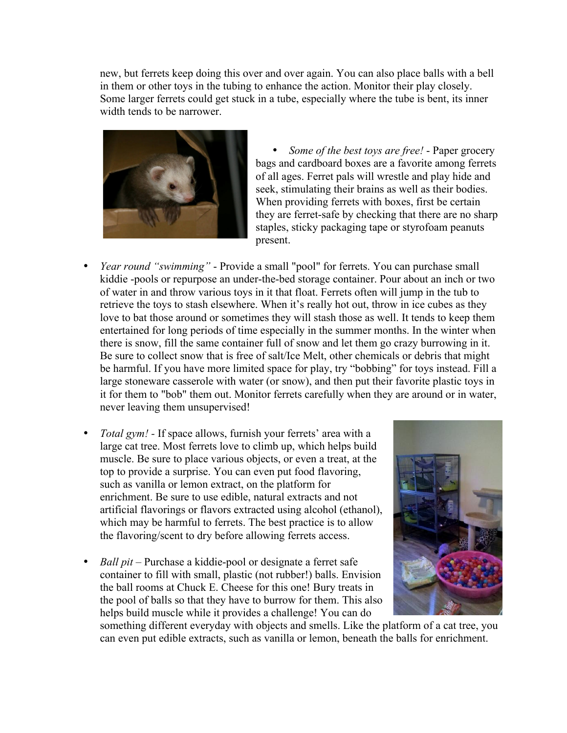new, but ferrets keep doing this over and over again. You can also place balls with a bell in them or other toys in the tubing to enhance the action. Monitor their play closely. Some larger ferrets could get stuck in a tube, especially where the tube is bent, its inner width tends to be narrower.

- *Some of the best toys are free!* - Paper grocery bags and cardboard boxes are a favorite among ferrets of all ages. Ferret pals will wrestle and play hide and seek, stimulating their brains as well as their bodies. When providing ferrets with boxes, first be certain they are ferret-safe by checking that there are no sharp staples, sticky packaging tape or styrofoam peanuts present.

- *Year round "swimming"* - Provide a small "pool" for ferrets. You can purchase small kiddie -pools or repurpose an under-the-bed storage container. Pour about an inch or two of water in and throw various toys in it that float. Ferrets often will jump in the tub to retrieve the toys to stash elsewhere. When it's really hot out, throw in ice cubes as they love to bat those around or sometimes they will stash those as well. It tends to keep them entertained for long periods of time especially in the summer months. In the winter when there is snow, fill the same container full of snow and let them go crazy burrowing in it. Be sure to collect snow that is free of salt/Ice Melt, other chemicals or debris that might be harmful. If you have more limited space for play, try "bobbing" for toys instead. Fill a large stoneware casserole with water (or snow), and then put their favorite plastic toys in it for them to "bob" them out. Monitor ferrets carefully when they are around or in water, never leaving them unsupervised!

- *Total gym!* - If space allows, furnish your ferrets' area with a large cat tree. Most ferrets love to climb up, which helps build muscle. Be sure to place various objects, or even a treat, at the top to provide a surprise. You can even put food flavoring, such as vanilla or lemon extract, on the platform for enrichment. Be sure to use edible, natural extracts and not artificial flavorings or flavors extracted using alcohol (ethanol), which may be harmful to ferrets. The best practice is to allow the flavoring/scent to dry before allowing ferrets access.

- *Ball pit* – Purchase a kiddie-pool or designate a ferret safe container to fill with small, plastic (not rubber!) balls. Envision the ball rooms at Chuck E. Cheese for this one! Bury treats in the pool of balls so that they have to burrow for them. This also helps build muscle while it provides a challenge! You can do something different everyday with objects and smells. Like the platform of a cat tree, you can even put edible extracts, such as vanilla or lemon, beneath the balls for enrichment.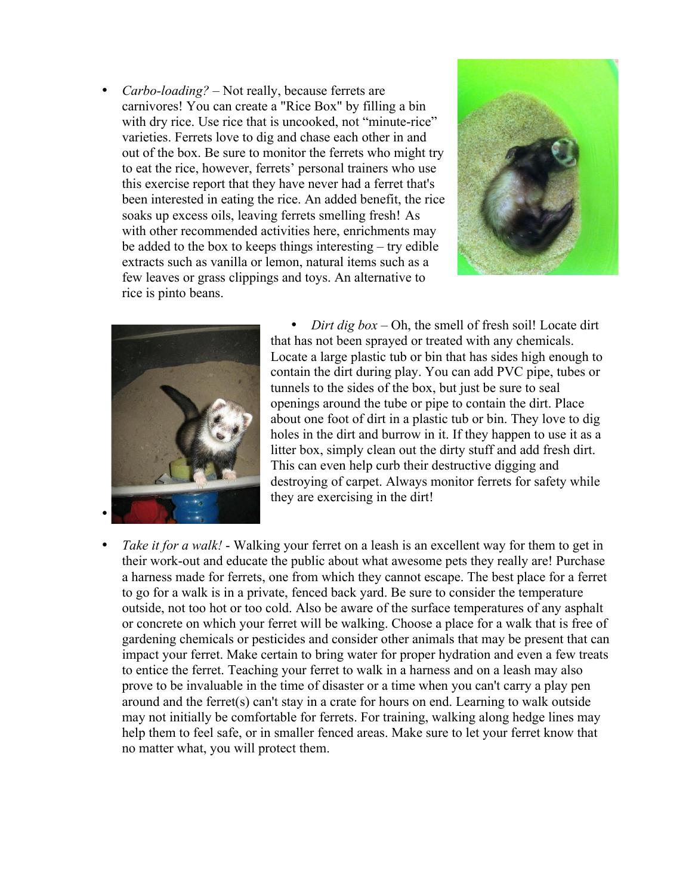- *Carbo-loading?* – Not really, because ferrets are carnivores! You can create a "Rice Box" by filling a bin with dry rice. Use rice that is uncooked, not "minute-rice" varieties. Ferrets love to dig and chase each other in and out of the box. Be sure to monitor the ferrets who might try to eat the rice, however, ferrets' personal trainers who use this exercise report that they have never had a ferret that's been interested in eating the rice. An added benefit, the rice soaks up excess oils, leaving ferrets smelling fresh! As with other recommended activities here, enrichments may be added to the box to keeps things interesting – try edible extracts such as vanilla or lemon, natural items such as a few leaves or grass clippings and toys. An alternative to rice is pinto beans.

- *Dirt dig box* – Oh, the smell of fresh soil! Locate dirt that has not been sprayed or treated with any chemicals. Locate a large plastic tub or bin that has sides high enough to contain the dirt during play. You can add PVC pipe, tubes or tunnels to the sides of the box, but just be sure to seal openings around the tube or pipe to contain the dirt. Place about one foot of dirt in a plastic tub or bin. They love to dig holes in the dirt and burrow in it. If they happen to use it as a litter box, simply clean out the dirty stuff and add fresh dirt. This can even help curb their destructive digging and destroying of carpet. Always monitor ferrets for safety while they are exercising in the dirt!

- *Take it for a walk!* - Walking your ferret on a leash is an excellent way for them to get in their work-out and educate the public about what awesome pets they really are! Purchase a harness made for ferrets, one from which they cannot escape. The best place for a ferret to go for a walk is in a private, fenced back yard. Be sure to consider the temperature outside, not too hot or too cold. Also be aware of the surface temperatures of any asphalt or concrete on which your ferret will be walking. Choose a place for a walk that is free of gardening chemicals or pesticides and consider other animals that may be present that can impact your ferret. Make certain to bring water for proper hydration and even a few treats to entice the ferret. Teaching your ferret to walk in a harness and on a leash may also prove to be invaluable in the time of disaster or a time when you can't carry a play pen around and the ferret(s) can't stay in a crate for hours on end. Learning to walk outside may not initially be comfortable for ferrets. For training, walking along hedge lines may help them to feel safe, or in smaller fenced areas. Make sure to let your ferret know that no matter what, you will protect them.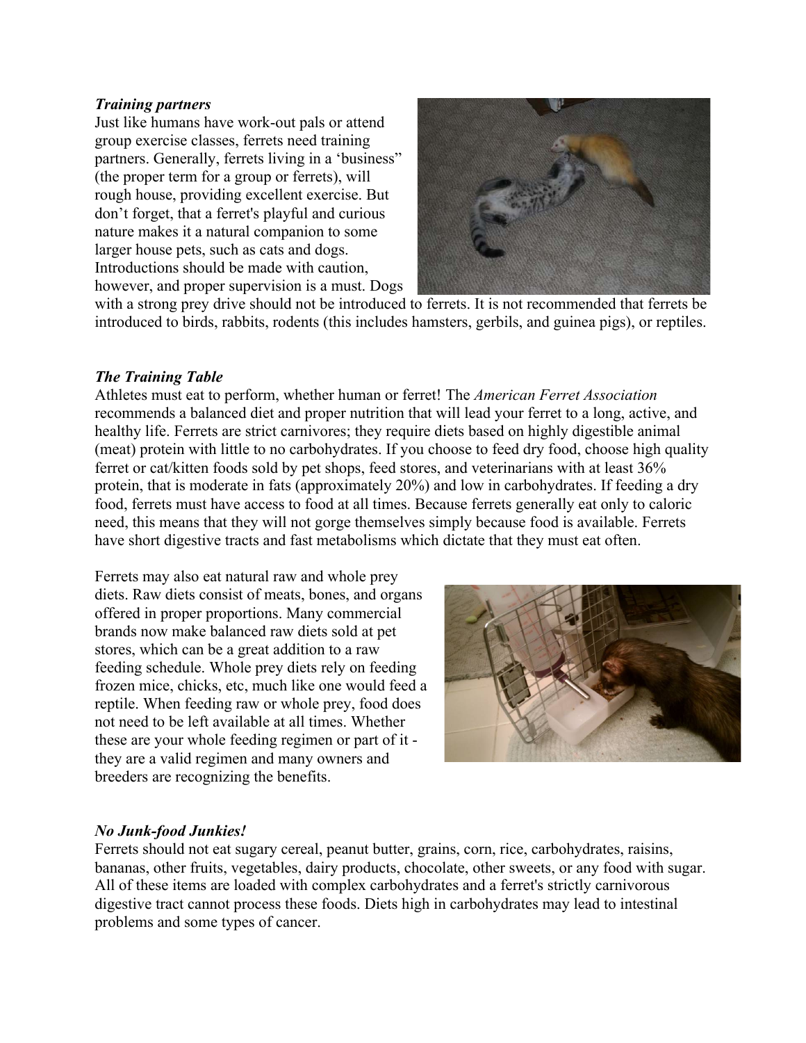***Training partners***

Just like humans have work-out pals or attend group exercise classes, ferrets need training partners. Generally, ferrets living in a 'business" (the proper term for a group or ferrets), will rough house, providing excellent exercise. But don't forget, that a ferret's playful and curious nature makes it a natural companion to some larger house pets, such as cats and dogs. Introductions should be made with caution, however, and proper supervision is a must. Dogs with a strong prey drive should not be introduced to ferrets. It is not recommended that ferrets be introduced to birds, rabbits, rodents (this includes hamsters, gerbils, and guinea pigs), or reptiles.

***The Training Table***

Athletes must eat to perform, whether human or ferret! The *American Ferret Association* recommends a balanced diet and proper nutrition that will lead your ferret to a long, active, and healthy life. Ferrets are strict carnivores; they require diets based on highly digestible animal (meat) protein with little to no carbohydrates. If you choose to feed dry food, choose high quality ferret or cat/kitten foods sold by pet shops, feed stores, and veterinarians with at least 36% protein, that is moderate in fats (approximately 20%) and low in carbohydrates. If feeding a dry food, ferrets must have access to food at all times. Because ferrets generally eat only to caloric need, this means that they will not gorge themselves simply because food is available. Ferrets have short digestive tracts and fast metabolisms which dictate that they must eat often.

Ferrets may also eat natural raw and whole prey diets. Raw diets consist of meats, bones, and organs offered in proper proportions. Many commercial brands now make balanced raw diets sold at pet stores, which can be a great addition to a raw feeding schedule. Whole prey diets rely on feeding frozen mice, chicks, etc, much like one would feed a reptile. When feeding raw or whole prey, food does not need to be left available at all times. Whether these are your whole feeding regimen or part of it - they are a valid regimen and many owners and breeders are recognizing the benefits.

***No Junk-food Junkies!***

Ferrets should not eat sugary cereal, peanut butter, grains, corn, rice, carbohydrates, raisins, bananas, other fruits, vegetables, dairy products, chocolate, other sweets, or any food with sugar. All of these items are loaded with complex carbohydrates and a ferret's strictly carnivorous digestive tract cannot process these foods. Diets high in carbohydrates may lead to intestinal problems and some types of cancer.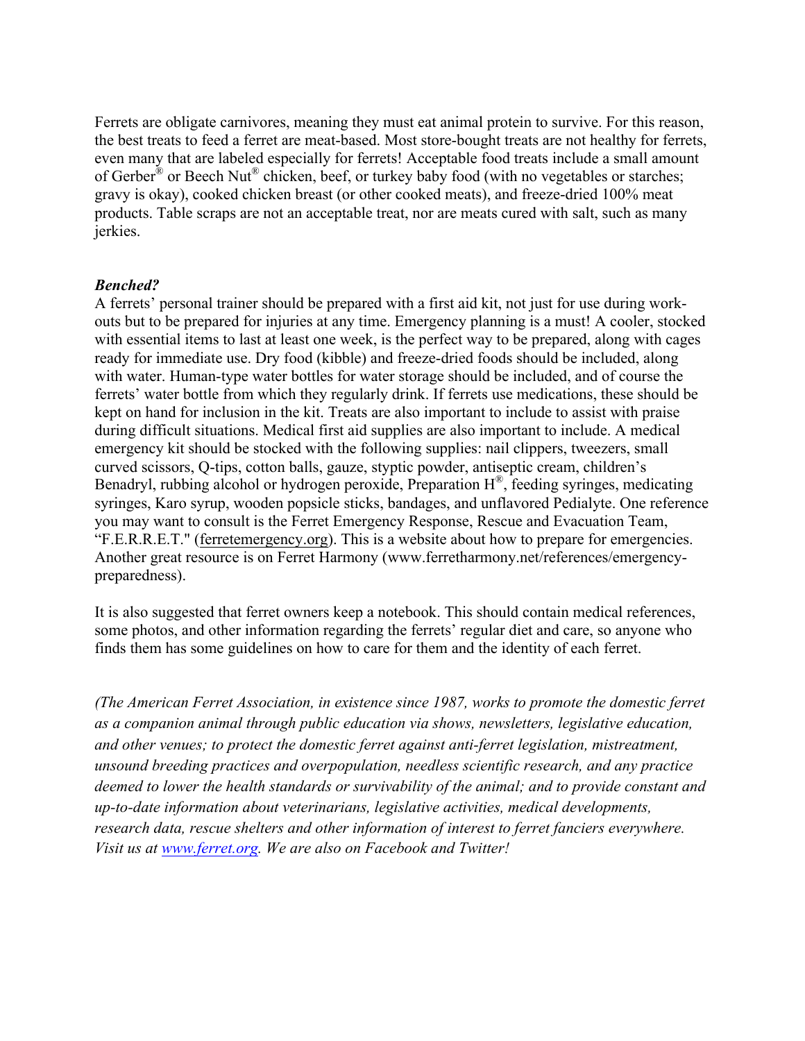Ferrets are obligate carnivores, meaning they must eat animal protein to survive. For this reason, the best treats to feed a ferret are meat-based. Most store-bought treats are not healthy for ferrets, even many that are labeled especially for ferrets! Acceptable food treats include a small amount of Gerber® or Beech Nut® chicken, beef, or turkey baby food (with no vegetables or starches; gravy is okay), cooked chicken breast (or other cooked meats), and freeze-dried 100% meat products. Table scraps are not an acceptable treat, nor are meats cured with salt, such as many jerkies.

***Benched?***

A ferrets' personal trainer should be prepared with a first aid kit, not just for use during work-outs but to be prepared for injuries at any time. Emergency planning is a must! A cooler, stocked with essential items to last at least one week, is the perfect way to be prepared, along with cages ready for immediate use. Dry food (kibble) and freeze-dried foods should be included, along with water. Human-type water bottles for water storage should be included, and of course the ferrets' water bottle from which they regularly drink. If ferrets use medications, these should be kept on hand for inclusion in the kit. Treats are also important to include to assist with praise during difficult situations. Medical first aid supplies are also important to include. A medical emergency kit should be stocked with the following supplies: nail clippers, tweezers, small curved scissors, Q-tips, cotton balls, gauze, styptic powder, antiseptic cream, children's Benadryl, rubbing alcohol or hydrogen peroxide, Preparation H®, feeding syringes, medicating syringes, Karo syrup, wooden popsicle sticks, bandages, and unflavored Pedialyte. One reference you may want to consult is the Ferret Emergency Response, Rescue and Evacuation Team, "F.E.R.R.E.T." (ferretemergency.org). This is a website about how to prepare for emergencies. Another great resource is on Ferret Harmony (www.ferretharmony.net/references/emergency-preparedness).

It is also suggested that ferret owners keep a notebook. This should contain medical references, some photos, and other information regarding the ferrets' regular diet and care, so anyone who finds them has some guidelines on how to care for them and the identity of each ferret.

*(The American Ferret Association, in existence since 1987, works to promote the domestic ferret as a companion animal through public education via shows, newsletters, legislative education, and other venues; to protect the domestic ferret against anti-ferret legislation, mistreatment, unsound breeding practices and overpopulation, needless scientific research, and any practice deemed to lower the health standards or survivability of the animal; and to provide constant and up-to-date information about veterinarians, legislative activities, medical developments, research data, rescue shelters and other information of interest to ferret fanciers everywhere. Visit us at [www.ferret.org](http://www.ferret.org). We are also on Facebook and Twitter!*